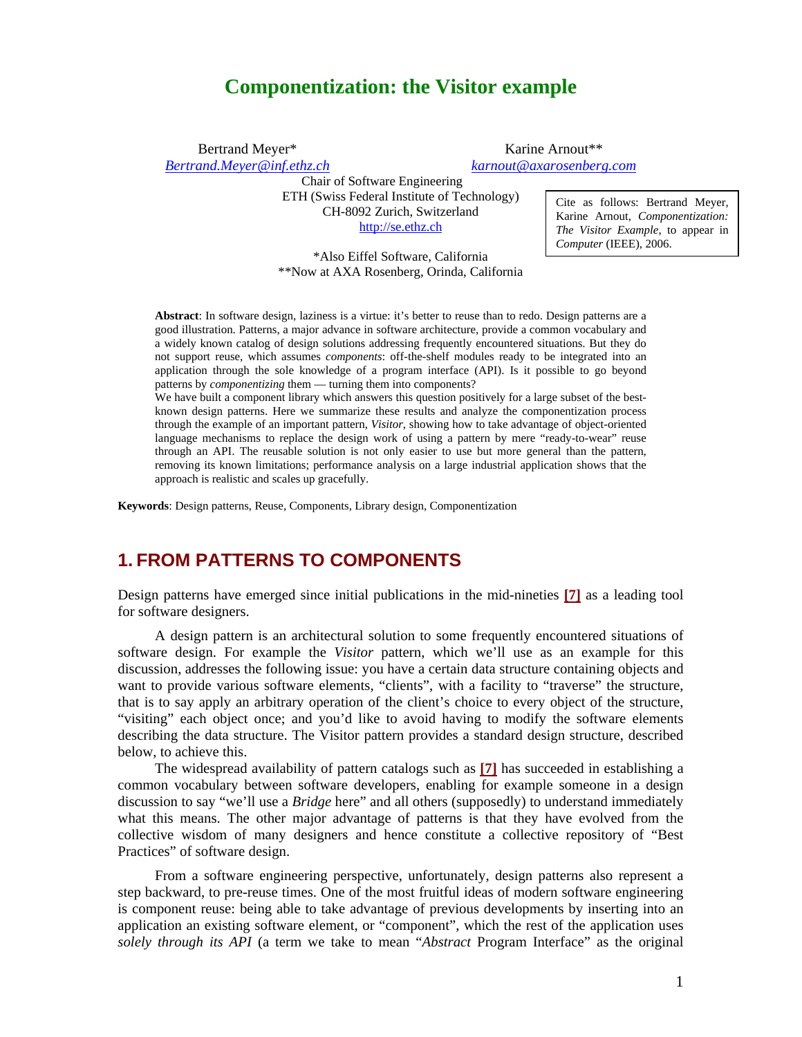# Componentization: the Visitor example

Bertrand Meyer*
*Bertrand.Meyer@inf.ethz.ch*

Karine Arnout**
*karnout@axarosenberg.com*

Chair of Software Engineering
ETH (Swiss Federal Institute of Technology)
CH-8092 Zurich, Switzerland
http://se.ethz.ch

*Also Eiffel Software, California
**Now at AXA Rosenberg, Orinda, California

Cite as follows: Bertrand Meyer, Karine Arnout, *Componentization: The Visitor Example*, to appear in *Computer* (IEEE), 2006.

**Abstract**: In software design, laziness is a virtue: it's better to reuse than to redo. Design patterns are a good illustration. Patterns, a major advance in software architecture, provide a common vocabulary and a widely known catalog of design solutions addressing frequently encountered situations. But they do not support reuse, which assumes *components*: off-the-shelf modules ready to be integrated into an application through the sole knowledge of a program interface (API). Is it possible to go beyond patterns by *componentizing* them — turning them into components?

We have built a component library which answers this question positively for a large subset of the best-known design patterns. Here we summarize these results and analyze the componentization process through the example of an important pattern, *Visitor*, showing how to take advantage of object-oriented language mechanisms to replace the design work of using a pattern by mere "ready-to-wear" reuse through an API. The reusable solution is not only easier to use but more general than the pattern, removing its known limitations; performance analysis on a large industrial application shows that the approach is realistic and scales up gracefully.

**Keywords**: Design patterns, Reuse, Components, Library design, Componentization

## 1. FROM PATTERNS TO COMPONENTS

Design patterns have emerged since initial publications in the mid-nineties [7] as a leading tool for software designers.

A design pattern is an architectural solution to some frequently encountered situations of software design. For example the *Visitor* pattern, which we'll use as an example for this discussion, addresses the following issue: you have a certain data structure containing objects and want to provide various software elements, "clients", with a facility to "traverse" the structure, that is to say apply an arbitrary operation of the client's choice to every object of the structure, "visiting" each object once; and you'd like to avoid having to modify the software elements describing the data structure. The Visitor pattern provides a standard design structure, described below, to achieve this.

The widespread availability of pattern catalogs such as [7] has succeeded in establishing a common vocabulary between software developers, enabling for example someone in a design discussion to say "we'll use a *Bridge* here" and all others (supposedly) to understand immediately what this means. The other major advantage of patterns is that they have evolved from the collective wisdom of many designers and hence constitute a collective repository of "Best Practices" of software design.

From a software engineering perspective, unfortunately, design patterns also represent a step backward, to pre-reuse times. One of the most fruitful ideas of modern software engineering is component reuse: being able to take advantage of previous developments by inserting into an application an existing software element, or "component", which the rest of the application uses *solely through its API* (a term we take to mean "*Abstract* Program Interface" as the original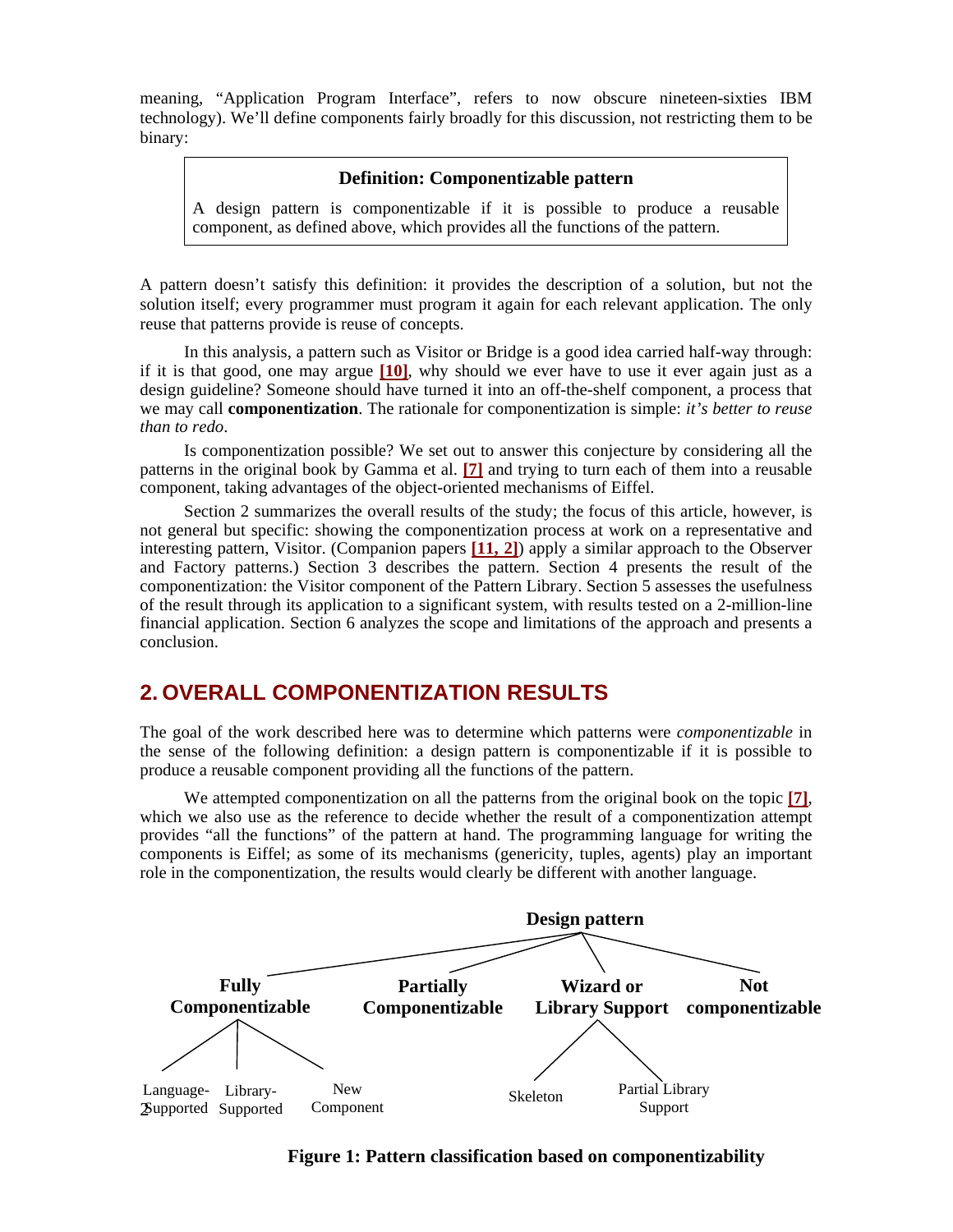meaning, "Application Program Interface", refers to now obscure nineteen-sixties IBM technology). We'll define components fairly broadly for this discussion, not restricting them to be binary:

> **Definition: Componentizable pattern**
>
> A design pattern is componentizable if it is possible to produce a reusable component, as defined above, which provides all the functions of the pattern.

A pattern doesn't satisfy this definition: it provides the description of a solution, but not the solution itself; every programmer must program it again for each relevant application. The only reuse that patterns provide is reuse of concepts.

In this analysis, a pattern such as Visitor or Bridge is a good idea carried half-way through: if it is that good, one may argue [10], why should we ever have to use it ever again just as a design guideline? Someone should have turned it into an off-the-shelf component, a process that we may call **componentization**. The rationale for componentization is simple: *it's better to reuse than to redo*.

Is componentization possible? We set out to answer this conjecture by considering all the patterns in the original book by Gamma et al. [7] and trying to turn each of them into a reusable component, taking advantages of the object-oriented mechanisms of Eiffel.

Section 2 summarizes the overall results of the study; the focus of this article, however, is not general but specific: showing the componentization process at work on a representative and interesting pattern, Visitor. (Companion papers [11, 2]) apply a similar approach to the Observer and Factory patterns.) Section 3 describes the pattern. Section 4 presents the result of the componentization: the Visitor component of the Pattern Library. Section 5 assesses the usefulness of the result through its application to a significant system, with results tested on a 2-million-line financial application. Section 6 analyzes the scope and limitations of the approach and presents a conclusion.

## 2. OVERALL COMPONENTIZATION RESULTS

The goal of the work described here was to determine which patterns were *componentizable* in the sense of the following definition: a design pattern is componentizable if it is possible to produce a reusable component providing all the functions of the pattern.

We attempted componentization on all the patterns from the original book on the topic [7], which we also use as the reference to decide whether the result of a componentization attempt provides "all the functions" of the pattern at hand. The programming language for writing the components is Eiffel; as some of its mechanisms (genericity, tuples, agents) play an important role in the componentization, the results would clearly be different with another language.

- **Design pattern**
  - **Fully Componentizable**
    - Language-Supported
    - Library-Supported
    - New Component
  - **Partially Componentizable**
  - **Wizard or Library Support**
    - Skeleton
    - Partial Library Support
  - **Not componentizable**

**Figure 1: Pattern classification based on componentizability**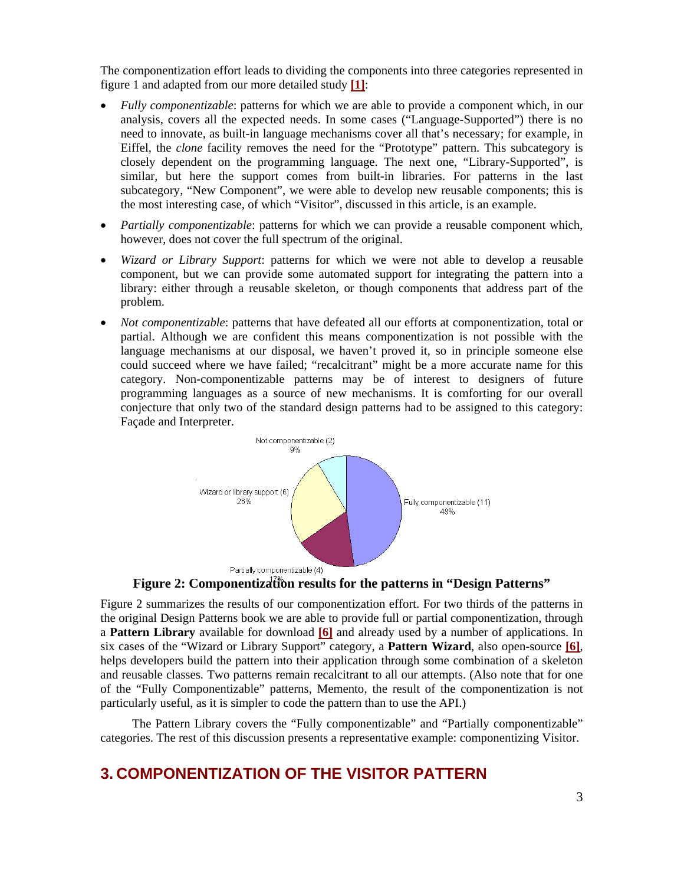The componentization effort leads to dividing the components into three categories represented in figure 1 and adapted from our more detailed study **[1]**:

- *Fully componentizable*: patterns for which we are able to provide a component which, in our analysis, covers all the expected needs. In some cases ("Language-Supported") there is no need to innovate, as built-in language mechanisms cover all that's necessary; for example, in Eiffel, the *clone* facility removes the need for the "Prototype" pattern. This subcategory is closely dependent on the programming language. The next one, "Library-Supported", is similar, but here the support comes from built-in libraries. For patterns in the last subcategory, "New Component", we were able to develop new reusable components; this is the most interesting case, of which "Visitor", discussed in this article, is an example.
- *Partially componentizable*: patterns for which we can provide a reusable component which, however, does not cover the full spectrum of the original.
- *Wizard or Library Support*: patterns for which we were not able to develop a reusable component, but we can provide some automated support for integrating the pattern into a library: either through a reusable skeleton, or though components that address part of the problem.
- *Not componentizable*: patterns that have defeated all our efforts at componentization, total or partial. Although we are confident this means componentization is not possible with the language mechanisms at our disposal, we haven't proved it, so in principle someone else could succeed where we have failed; "recalcitrant" might be a more accurate name for this category. Non-componentizable patterns may be of interest to designers of future programming languages as a source of new mechanisms. It is comforting for our overall conjecture that only two of the standard design patterns had to be assigned to this category: Façade and Interpreter.

Not componentizable (2) 9%

Wizard or library support (6) 26%

Fully componentizable (11) 48%

Partially componentizable (4) 17%

**Figure 2: Componentization results for the patterns in "Design Patterns"**

Figure 2 summarizes the results of our componentization effort. For two thirds of the patterns in the original Design Patterns book we are able to provide full or partial componentization, through a **Pattern Library** available for download **[6]** and already used by a number of applications. In six cases of the "Wizard or Library Support" category, a **Pattern Wizard**, also open-source **[6]**, helps developers build the pattern into their application through some combination of a skeleton and reusable classes. Two patterns remain recalcitrant to all our attempts. (Also note that for one of the "Fully Componentizable" patterns, Memento, the result of the componentization is not particularly useful, as it is simpler to code the pattern than to use the API.)

The Pattern Library covers the "Fully componentizable" and "Partially componentizable" categories. The rest of this discussion presents a representative example: componentizing Visitor.

## 3. COMPONENTIZATION OF THE VISITOR PATTERN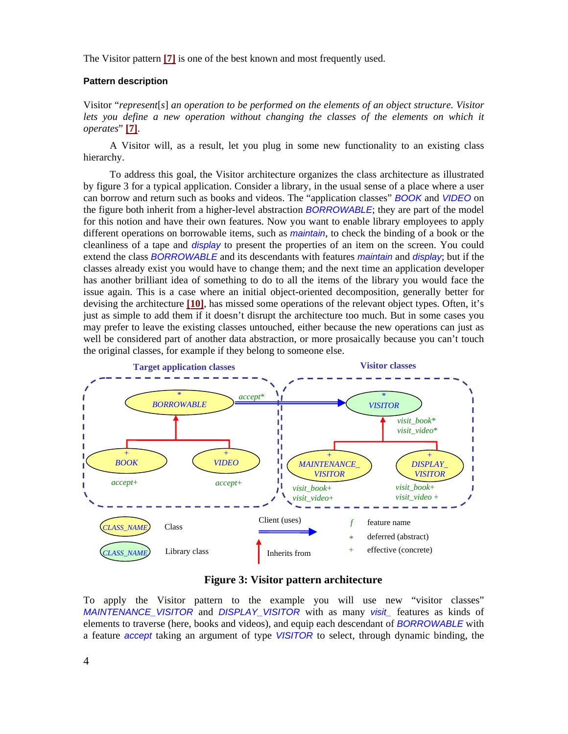The Visitor pattern [7] is one of the best known and most frequently used.

#### Pattern description

Visitor "*represent*[*s*] *an operation to be performed on the elements of an object structure. Visitor lets you define a new operation without changing the classes of the elements on which it operates*" [7].

A Visitor will, as a result, let you plug in some new functionality to an existing class hierarchy.

To address this goal, the Visitor architecture organizes the class architecture as illustrated by figure 3 for a typical application. Consider a library, in the usual sense of a place where a user can borrow and return such as books and videos. The "application classes" *BOOK* and *VIDEO* on the figure both inherit from a higher-level abstraction *BORROWABLE*; they are part of the model for this notion and have their own features. Now you want to enable library employees to apply different operations on borrowable items, such as *maintain*, to check the binding of a book or the cleanliness of a tape and *display* to present the properties of an item on the screen. You could extend the class *BORROWABLE* and its descendants with features *maintain* and *display*; but if the classes already exist you would have to change them; and the next time an application developer has another brilliant idea of something to do to all the items of the library you would face the issue again. This is a case where an initial object-oriented decomposition, generally better for devising the architecture [10], has missed some operations of the relevant object types. Often, it's just as simple to add them if it doesn't disrupt the architecture too much. But in some cases you may prefer to leave the existing classes untouched, either because the new operations can just as well be considered part of another data abstraction, or more prosaically because you can't touch the original classes, for example if they belong to someone else.

**Figure 3: Visitor pattern architecture**

To apply the Visitor pattern to the example you will use new "visitor classes" *MAINTENANCE_VISITOR* and *DISPLAY_VISITOR* with as many *visit_* features as kinds of elements to traverse (here, books and videos), and equip each descendant of *BORROWABLE* with a feature *accept* taking an argument of type *VISITOR* to select, through dynamic binding, the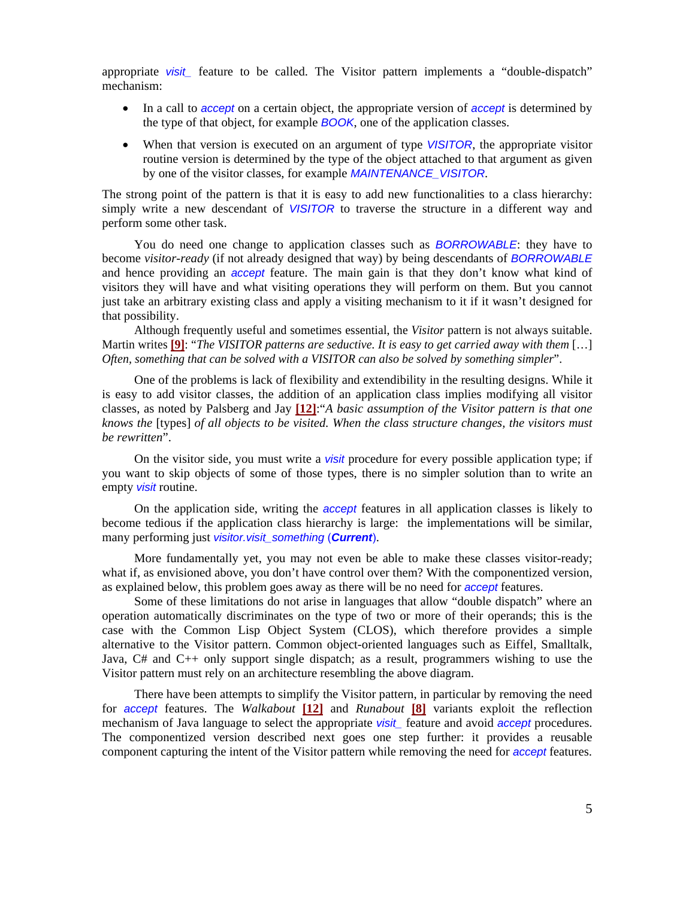appropriate *visit_* feature to be called. The Visitor pattern implements a "double-dispatch" mechanism:

- In a call to *accept* on a certain object, the appropriate version of *accept* is determined by the type of that object, for example *BOOK*, one of the application classes.
- When that version is executed on an argument of type *VISITOR*, the appropriate visitor routine version is determined by the type of the object attached to that argument as given by one of the visitor classes, for example *MAINTENANCE_VISITOR*.

The strong point of the pattern is that it is easy to add new functionalities to a class hierarchy: simply write a new descendant of *VISITOR* to traverse the structure in a different way and perform some other task.

You do need one change to application classes such as *BORROWABLE*: they have to become *visitor-ready* (if not already designed that way) by being descendants of *BORROWABLE* and hence providing an *accept* feature. The main gain is that they don't know what kind of visitors they will have and what visiting operations they will perform on them. But you cannot just take an arbitrary existing class and apply a visiting mechanism to it if it wasn't designed for that possibility.

Although frequently useful and sometimes essential, the *Visitor* pattern is not always suitable. Martin writes [9]: "*The VISITOR patterns are seductive. It is easy to get carried away with them* […] *Often, something that can be solved with a VISITOR can also be solved by something simpler*".

One of the problems is lack of flexibility and extendibility in the resulting designs. While it is easy to add visitor classes, the addition of an application class implies modifying all visitor classes, as noted by Palsberg and Jay [12]:"*A basic assumption of the Visitor pattern is that one knows the* [types] *of all objects to be visited. When the class structure changes, the visitors must be rewritten*".

On the visitor side, you must write a *visit* procedure for every possible application type; if you want to skip objects of some of those types, there is no simpler solution than to write an empty *visit* routine.

On the application side, writing the *accept* features in all application classes is likely to become tedious if the application class hierarchy is large: the implementations will be similar, many performing just *visitor.visit_something* (***Current***).

More fundamentally yet, you may not even be able to make these classes visitor-ready; what if, as envisioned above, you don't have control over them? With the componentized version, as explained below, this problem goes away as there will be no need for *accept* features.

Some of these limitations do not arise in languages that allow "double dispatch" where an operation automatically discriminates on the type of two or more of their operands; this is the case with the Common Lisp Object System (CLOS), which therefore provides a simple alternative to the Visitor pattern. Common object-oriented languages such as Eiffel, Smalltalk, Java, C# and C++ only support single dispatch; as a result, programmers wishing to use the Visitor pattern must rely on an architecture resembling the above diagram.

There have been attempts to simplify the Visitor pattern, in particular by removing the need for *accept* features. The *Walkabout* [12] and *Runabout* [8] variants exploit the reflection mechanism of Java language to select the appropriate *visit_* feature and avoid *accept* procedures. The componentized version described next goes one step further: it provides a reusable component capturing the intent of the Visitor pattern while removing the need for *accept* features.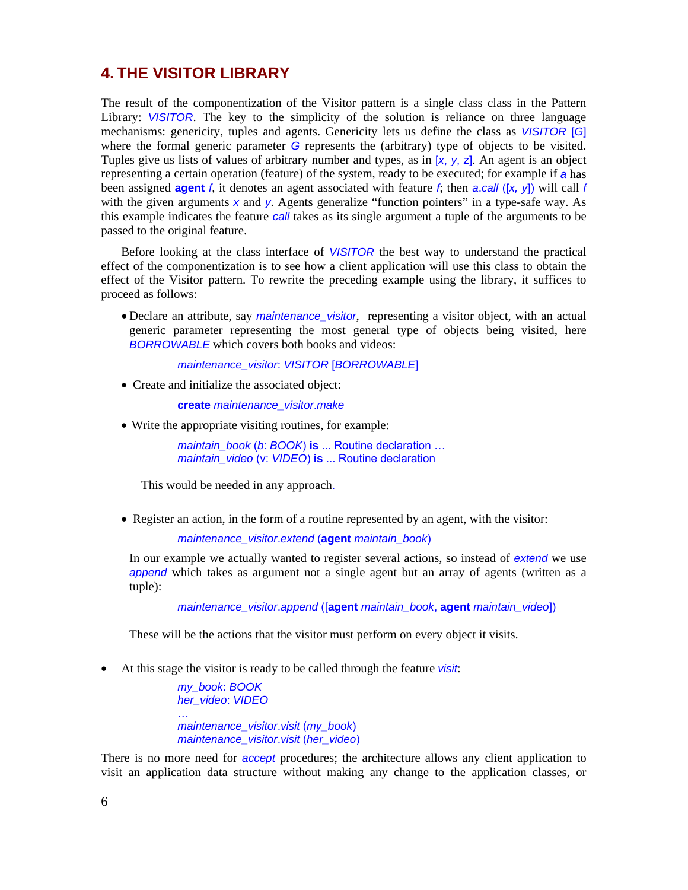# 4. THE VISITOR LIBRARY

The result of the componentization of the Visitor pattern is a single class class in the Pattern Library: *VISITOR*. The key to the simplicity of the solution is reliance on three language mechanisms: genericity, tuples and agents. Genericity lets us define the class as *VISITOR* [*G*] where the formal generic parameter *G* represents the (arbitrary) type of objects to be visited. Tuples give us lists of values of arbitrary number and types, as in [*x*, *y*, z]. An agent is an object representing a certain operation (feature) of the system, ready to be executed; for example if *a* has been assigned **agent** *f*, it denotes an agent associated with feature *f*; then *a*.*call* ([*x*, *y*]) will call *f* with the given arguments *x* and *y*. Agents generalize "function pointers" in a type-safe way. As this example indicates the feature *call* takes as its single argument a tuple of the arguments to be passed to the original feature.

Before looking at the class interface of *VISITOR* the best way to understand the practical effect of the componentization is to see how a client application will use this class to obtain the effect of the Visitor pattern. To rewrite the preceding example using the library, it suffices to proceed as follows:

- Declare an attribute, say *maintenance_visitor*, representing a visitor object, with an actual generic parameter representing the most general type of objects being visited, here *BORROWABLE* which covers both books and videos:

  ```
  maintenance_visitor: VISITOR [BORROWABLE]
  ```

- Create and initialize the associated object:

  ```
  create maintenance_visitor.make
  ```

- Write the appropriate visiting routines, for example:

  ```
  maintain_book (b: BOOK) is ... Routine declaration …
  maintain_video (v: VIDEO) is ... Routine declaration
  ```

  This would be needed in any approach.

- Register an action, in the form of a routine represented by an agent, with the visitor:

  ```
  maintenance_visitor.extend (agent maintain_book)
  ```

  In our example we actually wanted to register several actions, so instead of *extend* we use *append* which takes as argument not a single agent but an array of agents (written as a tuple):

  ```
  maintenance_visitor.append ([agent maintain_book, agent maintain_video])
  ```

  These will be the actions that the visitor must perform on every object it visits.

- At this stage the visitor is ready to be called through the feature *visit*:

  ```
  my_book: BOOK
  her_video: VIDEO
  …
  maintenance_visitor.visit (my_book)
  maintenance_visitor.visit (her_video)
  ```

There is no more need for *accept* procedures; the architecture allows any client application to visit an application data structure without making any change to the application classes, or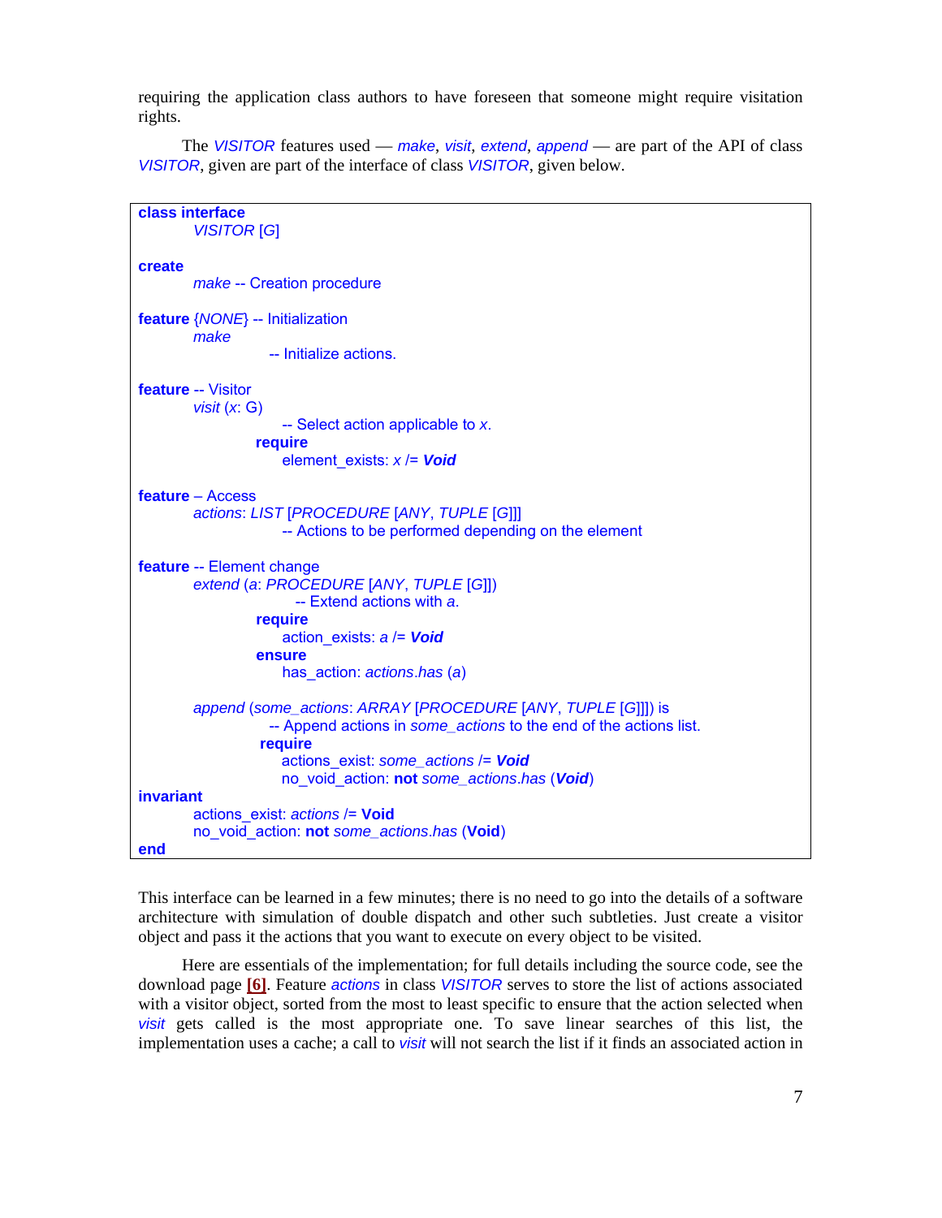requiring the application class authors to have foreseen that someone might require visitation rights.

The *VISITOR* features used — *make*, *visit*, *extend*, *append* — are part of the API of class *VISITOR*, given are part of the interface of class *VISITOR*, given below.

```
class interface
        VISITOR [G]

create
        make -- Creation procedure

feature {NONE} -- Initialization
        make
                        -- Initialize actions.

feature -- Visitor
        visit (x: G)
                        -- Select action applicable to x.
                require
                        element_exists: x /= Void

feature – Access
        actions: LIST [PROCEDURE [ANY, TUPLE [G]]]
                        -- Actions to be performed depending on the element

feature -- Element change
        extend (a: PROCEDURE [ANY, TUPLE [G]])
                        -- Extend actions with a.
                require
                        action_exists: a /= Void
                ensure
                        has_action: actions.has (a)

        append (some_actions: ARRAY [PROCEDURE [ANY, TUPLE [G]]]) is
                        -- Append actions in some_actions to the end of the actions list.
                require
                        actions_exist: some_actions /= Void
                        no_void_action: not some_actions.has (Void)
invariant
        actions_exist: actions /= Void
        no_void_action: not some_actions.has (Void)
end
```

This interface can be learned in a few minutes; there is no need to go into the details of a software architecture with simulation of double dispatch and other such subtleties. Just create a visitor object and pass it the actions that you want to execute on every object to be visited.

Here are essentials of the implementation; for full details including the source code, see the download page **[6]**. Feature *actions* in class *VISITOR* serves to store the list of actions associated with a visitor object, sorted from the most to least specific to ensure that the action selected when *visit* gets called is the most appropriate one. To save linear searches of this list, the implementation uses a cache; a call to *visit* will not search the list if it finds an associated action in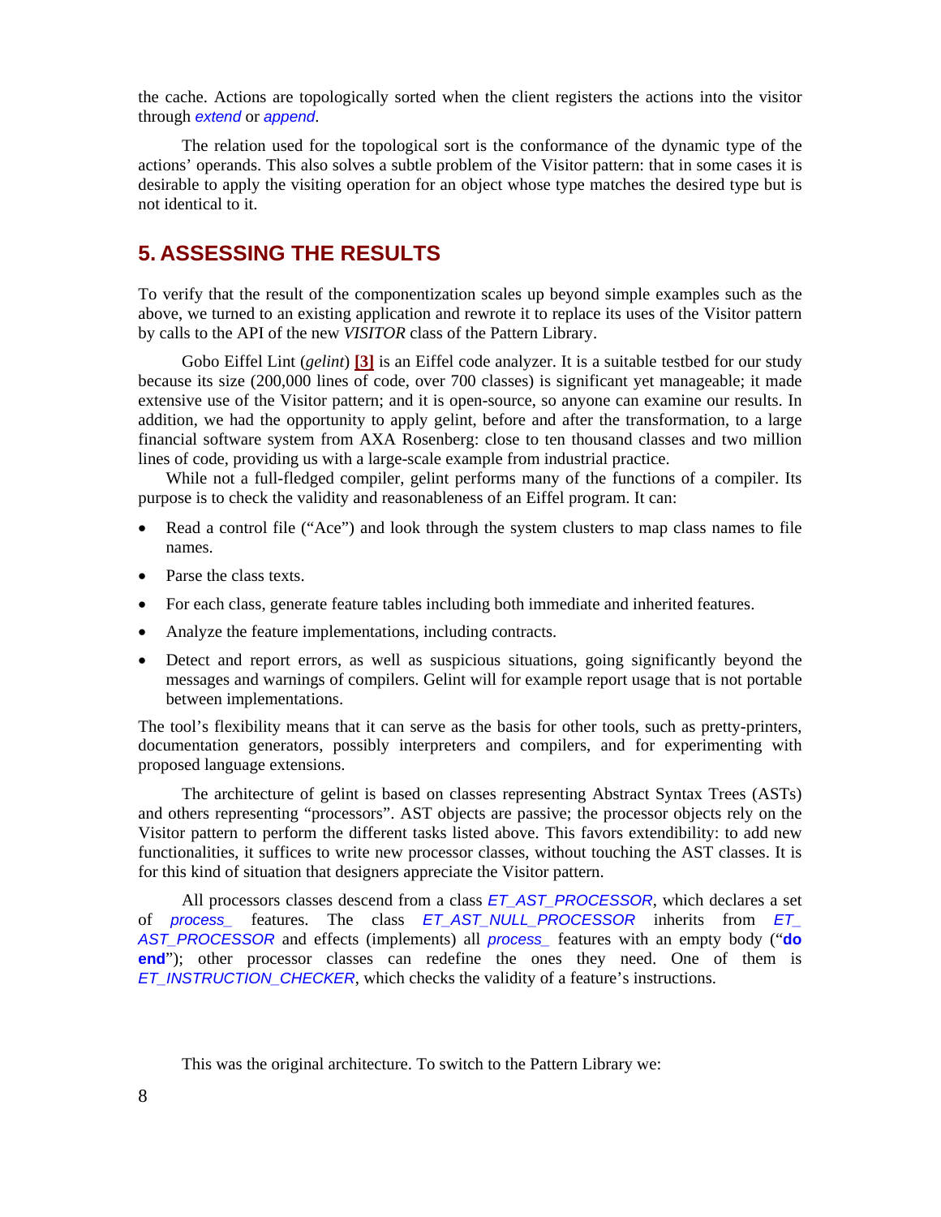the cache. Actions are topologically sorted when the client registers the actions into the visitor through *extend* or *append*.

The relation used for the topological sort is the conformance of the dynamic type of the actions' operands. This also solves a subtle problem of the Visitor pattern: that in some cases it is desirable to apply the visiting operation for an object whose type matches the desired type but is not identical to it.

## 5. ASSESSING THE RESULTS

To verify that the result of the componentization scales up beyond simple examples such as the above, we turned to an existing application and rewrote it to replace its uses of the Visitor pattern by calls to the API of the new *VISITOR* class of the Pattern Library.

Gobo Eiffel Lint (*gelint*) **[3]** is an Eiffel code analyzer. It is a suitable testbed for our study because its size (200,000 lines of code, over 700 classes) is significant yet manageable; it made extensive use of the Visitor pattern; and it is open-source, so anyone can examine our results. In addition, we had the opportunity to apply gelint, before and after the transformation, to a large financial software system from AXA Rosenberg: close to ten thousand classes and two million lines of code, providing us with a large-scale example from industrial practice.

While not a full-fledged compiler, gelint performs many of the functions of a compiler. Its purpose is to check the validity and reasonableness of an Eiffel program. It can:

- Read a control file ("Ace") and look through the system clusters to map class names to file names.
- Parse the class texts.
- For each class, generate feature tables including both immediate and inherited features.
- Analyze the feature implementations, including contracts.
- Detect and report errors, as well as suspicious situations, going significantly beyond the messages and warnings of compilers. Gelint will for example report usage that is not portable between implementations.

The tool's flexibility means that it can serve as the basis for other tools, such as pretty-printers, documentation generators, possibly interpreters and compilers, and for experimenting with proposed language extensions.

The architecture of gelint is based on classes representing Abstract Syntax Trees (ASTs) and others representing "processors". AST objects are passive; the processor objects rely on the Visitor pattern to perform the different tasks listed above. This favors extendibility: to add new functionalities, it suffices to write new processor classes, without touching the AST classes. It is for this kind of situation that designers appreciate the Visitor pattern.

All processors classes descend from a class *ET_AST_PROCESSOR*, which declares a set of *process_* features. The class *ET_AST_NULL_PROCESSOR* inherits from *ET_AST_PROCESSOR* and effects (implements) all *process_* features with an empty body ("**do end**"); other processor classes can redefine the ones they need. One of them is *ET_INSTRUCTION_CHECKER*, which checks the validity of a feature's instructions.

This was the original architecture. To switch to the Pattern Library we: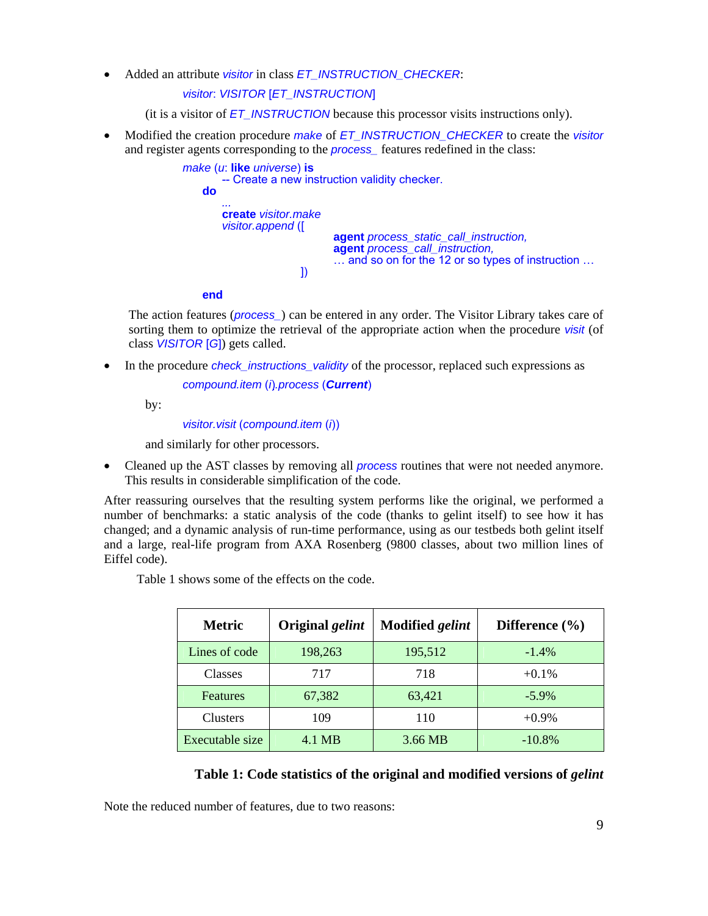- Added an attribute *visitor* in class *ET_INSTRUCTION_CHECKER*:

  *visitor*: *VISITOR* [*ET_INSTRUCTION*]

  (it is a visitor of *ET_INSTRUCTION* because this processor visits instructions only).

- Modified the creation procedure *make* of *ET_INSTRUCTION_CHECKER* to create the *visitor* and register agents corresponding to the *process_* features redefined in the class:

```
make (u: like universe) is
        -- Create a new instruction validity checker.
    do
        ...
        create visitor.make
        visitor.append ([
                    agent process_static_call_instruction,
                    agent process_call_instruction,
                    … and so on for the 12 or so types of instruction …
                ])
    end
```

  The action features (*process_*) can be entered in any order. The Visitor Library takes care of sorting them to optimize the retrieval of the appropriate action when the procedure *visit* (of class *VISITOR* [*G*]) gets called.

- In the procedure *check_instructions_validity* of the processor, replaced such expressions as

  *compound.item* (*i*)*.process* (***Current***)

  by:

  *visitor.visit* (*compound.item* (*i*))

  and similarly for other processors.

- Cleaned up the AST classes by removing all *process* routines that were not needed anymore. This results in considerable simplification of the code.

After reassuring ourselves that the resulting system performs like the original, we performed a number of benchmarks: a static analysis of the code (thanks to gelint itself) to see how it has changed; and a dynamic analysis of run-time performance, using as our testbeds both gelint itself and a large, real-life program from AXA Rosenberg (9800 classes, about two million lines of Eiffel code).

Table 1 shows some of the effects on the code.

| Metric | Original *gelint* | Modified *gelint* | Difference (%) |
|---|---|---|---|
| Lines of code | 198,263 | 195,512 | -1.4% |
| Classes | 717 | 718 | +0.1% |
| Features | 67,382 | 63,421 | -5.9% |
| Clusters | 109 | 110 | +0.9% |
| Executable size | 4.1 MB | 3.66 MB | -10.8% |

**Table 1: Code statistics of the original and modified versions of *gelint***

Note the reduced number of features, due to two reasons: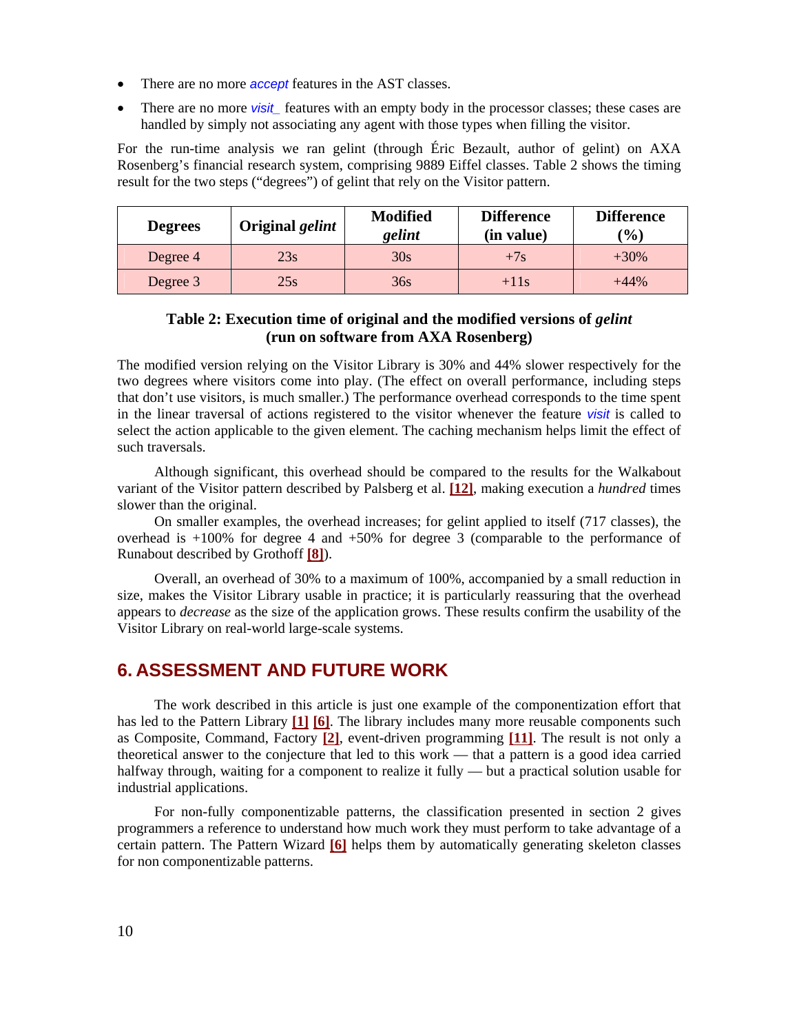- There are no more *accept* features in the AST classes.
- There are no more *visit_* features with an empty body in the processor classes; these cases are handled by simply not associating any agent with those types when filling the visitor.

For the run-time analysis we ran gelint (through Éric Bezault, author of gelint) on AXA Rosenberg's financial research system, comprising 9889 Eiffel classes. Table 2 shows the timing result for the two steps ("degrees") of gelint that rely on the Visitor pattern.

| Degrees | Original *gelint* | Modified *gelint* | Difference (in value) | Difference (%) |
|---|---|---|---|---|
| Degree 4 | 23s | 30s | +7s | +30% |
| Degree 3 | 25s | 36s | +11s | +44% |

**Table 2: Execution time of original and the modified versions of *gelint* (run on software from AXA Rosenberg)**

The modified version relying on the Visitor Library is 30% and 44% slower respectively for the two degrees where visitors come into play. (The effect on overall performance, including steps that don't use visitors, is much smaller.) The performance overhead corresponds to the time spent in the linear traversal of actions registered to the visitor whenever the feature *visit* is called to select the action applicable to the given element. The caching mechanism helps limit the effect of such traversals.

Although significant, this overhead should be compared to the results for the Walkabout variant of the Visitor pattern described by Palsberg et al. [12], making execution a *hundred* times slower than the original.

On smaller examples, the overhead increases; for gelint applied to itself (717 classes), the overhead is +100% for degree 4 and +50% for degree 3 (comparable to the performance of Runabout described by Grothoff [8]).

Overall, an overhead of 30% to a maximum of 100%, accompanied by a small reduction in size, makes the Visitor Library usable in practice; it is particularly reassuring that the overhead appears to *decrease* as the size of the application grows. These results confirm the usability of the Visitor Library on real-world large-scale systems.

## 6. ASSESSMENT AND FUTURE WORK

The work described in this article is just one example of the componentization effort that has led to the Pattern Library [1] [6]. The library includes many more reusable components such as Composite, Command, Factory [2], event-driven programming [11]. The result is not only a theoretical answer to the conjecture that led to this work — that a pattern is a good idea carried halfway through, waiting for a component to realize it fully — but a practical solution usable for industrial applications.

For non-fully componentizable patterns, the classification presented in section 2 gives programmers a reference to understand how much work they must perform to take advantage of a certain pattern. The Pattern Wizard [6] helps them by automatically generating skeleton classes for non componentizable patterns.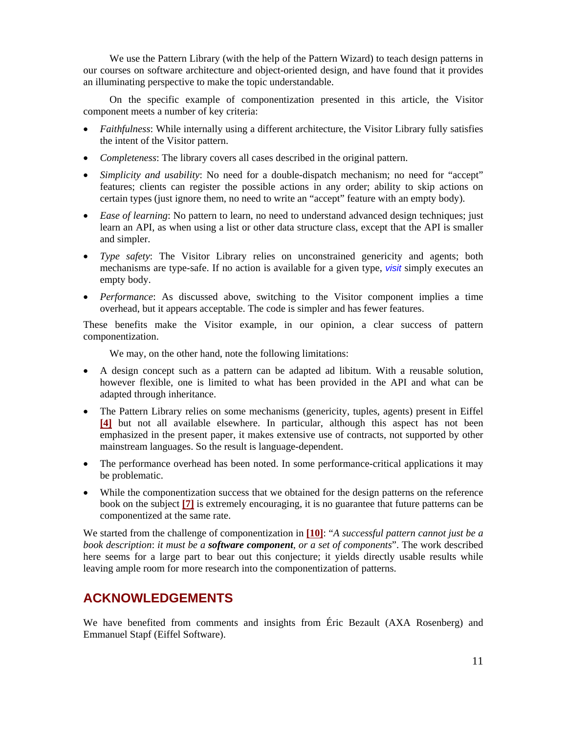We use the Pattern Library (with the help of the Pattern Wizard) to teach design patterns in our courses on software architecture and object-oriented design, and have found that it provides an illuminating perspective to make the topic understandable.

On the specific example of componentization presented in this article, the Visitor component meets a number of key criteria:

- *Faithfulness*: While internally using a different architecture, the Visitor Library fully satisfies the intent of the Visitor pattern.
- *Completeness*: The library covers all cases described in the original pattern.
- *Simplicity and usability*: No need for a double-dispatch mechanism; no need for "accept" features; clients can register the possible actions in any order; ability to skip actions on certain types (just ignore them, no need to write an "accept" feature with an empty body).
- *Ease of learning*: No pattern to learn, no need to understand advanced design techniques; just learn an API, as when using a list or other data structure class, except that the API is smaller and simpler.
- *Type safety*: The Visitor Library relies on unconstrained genericity and agents; both mechanisms are type-safe. If no action is available for a given type, *visit* simply executes an empty body.
- *Performance*: As discussed above, switching to the Visitor component implies a time overhead, but it appears acceptable. The code is simpler and has fewer features.

These benefits make the Visitor example, in our opinion, a clear success of pattern componentization.

We may, on the other hand, note the following limitations:

- A design concept such as a pattern can be adapted ad libitum. With a reusable solution, however flexible, one is limited to what has been provided in the API and what can be adapted through inheritance.
- The Pattern Library relies on some mechanisms (genericity, tuples, agents) present in Eiffel **[4]** but not all available elsewhere. In particular, although this aspect has not been emphasized in the present paper, it makes extensive use of contracts, not supported by other mainstream languages. So the result is language-dependent.
- The performance overhead has been noted. In some performance-critical applications it may be problematic.
- While the componentization success that we obtained for the design patterns on the reference book on the subject **[7]** is extremely encouraging, it is no guarantee that future patterns can be componentized at the same rate.

We started from the challenge of componentization in **[10]**: "*A successful pattern cannot just be a book description*: *it must be a* ***software component****, or a set of components*". The work described here seems for a large part to bear out this conjecture; it yields directly usable results while leaving ample room for more research into the componentization of patterns.

## ACKNOWLEDGEMENTS

We have benefited from comments and insights from Éric Bezault (AXA Rosenberg) and Emmanuel Stapf (Eiffel Software).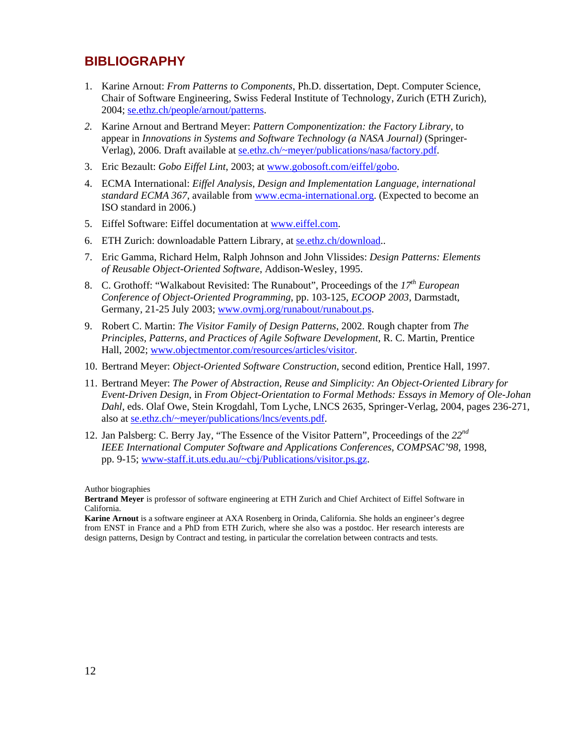## BIBLIOGRAPHY

1. Karine Arnout: *From Patterns to Components*, Ph.D. dissertation, Dept. Computer Science, Chair of Software Engineering, Swiss Federal Institute of Technology, Zurich (ETH Zurich), 2004; se.ethz.ch/people/arnout/patterns.
2. Karine Arnout and Bertrand Meyer: *Pattern Componentization: the Factory Library*, to appear in *Innovations in Systems and Software Technology (a NASA Journal)* (Springer-Verlag), 2006. Draft available at se.ethz.ch/~meyer/publications/nasa/factory.pdf.
3. Eric Bezault: *Gobo Eiffel Lint*, 2003; at www.gobosoft.com/eiffel/gobo.
4. ECMA International: *Eiffel Analysis, Design and Implementation Language, international standard ECMA 367*, available from www.ecma-international.org. (Expected to become an ISO standard in 2006.)
5. Eiffel Software: Eiffel documentation at www.eiffel.com.
6. ETH Zurich: downloadable Pattern Library, at se.ethz.ch/download..
7. Eric Gamma, Richard Helm, Ralph Johnson and John Vlissides: *Design Patterns: Elements of Reusable Object-Oriented Software*, Addison-Wesley, 1995.
8. C. Grothoff: "Walkabout Revisited: The Runabout", Proceedings of the *17th European Conference of Object-Oriented Programming*, pp. 103-125, *ECOOP 2003*, Darmstadt, Germany, 21-25 July 2003; www.ovmj.org/runabout/runabout.ps.
9. Robert C. Martin: *The Visitor Family of Design Patterns*, 2002. Rough chapter from *The Principles, Patterns, and Practices of Agile Software Development*, R. C. Martin, Prentice Hall, 2002; www.objectmentor.com/resources/articles/visitor.
10. Bertrand Meyer: *Object-Oriented Software Construction*, second edition, Prentice Hall, 1997.
11. Bertrand Meyer: *The Power of Abstraction, Reuse and Simplicity: An Object-Oriented Library for Event-Driven Design*, in *From Object-Orientation to Formal Methods: Essays in Memory of Ole-Johan Dahl*, eds. Olaf Owe, Stein Krogdahl, Tom Lyche, LNCS 2635, Springer-Verlag, 2004, pages 236-271, also at se.ethz.ch/~meyer/publications/lncs/events.pdf.
12. Jan Palsberg: C. Berry Jay, "The Essence of the Visitor Pattern", Proceedings of the *22nd IEEE International Computer Software and Applications Conferences*, *COMPSAC'98*, 1998, pp. 9-15; www-staff.it.uts.edu.au/~cbj/Publications/visitor.ps.gz.

Author biographies

**Bertrand Meyer** is professor of software engineering at ETH Zurich and Chief Architect of Eiffel Software in California.

**Karine Arnout** is a software engineer at AXA Rosenberg in Orinda, California. She holds an engineer's degree from ENST in France and a PhD from ETH Zurich, where she also was a postdoc. Her research interests are design patterns, Design by Contract and testing, in particular the correlation between contracts and tests.